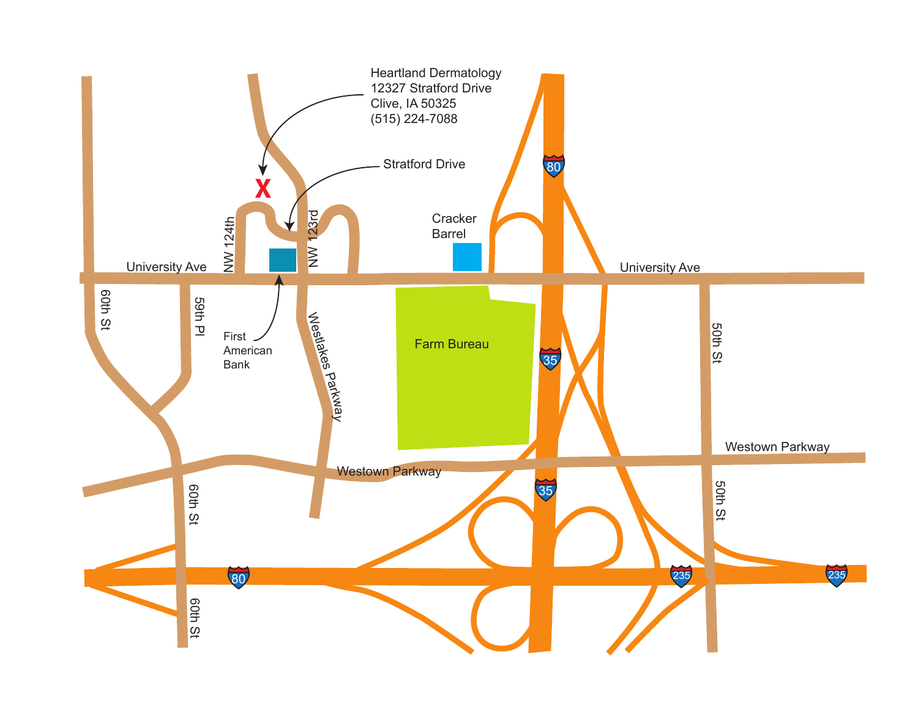Heartland Dermatology
12327 Stratford Drive
Clive, IA 50325
(515) 224-7088

Stratford Drive

Cracker Barrel

University Ave

NW 124th

NW 123rd

University Ave

60th St

59th Pl

First American Bank

Westlakes Parkway

Farm Bureau

50th St

Westown Parkway

Westown Parkway

60th St

50th St

60th St

80

35

35

80

235

235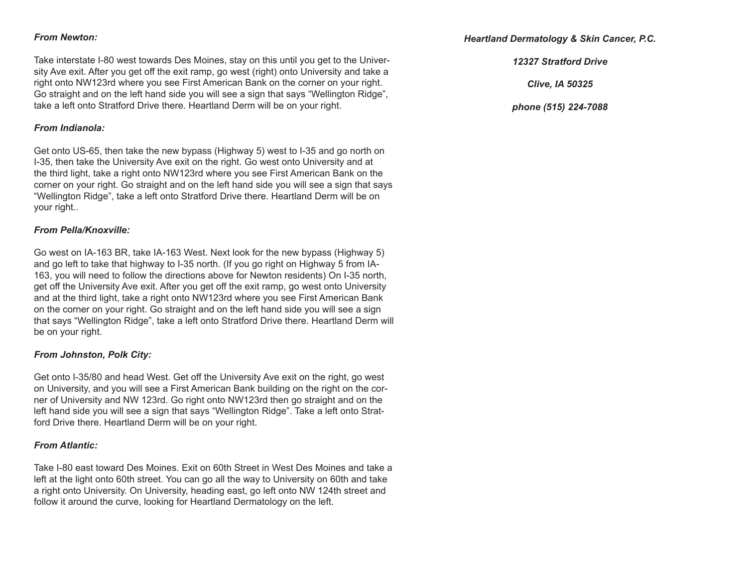### *From Newton:*

Take interstate I-80 west towards Des Moines, stay on this until you get to the University Ave exit. After you get off the exit ramp, go west (right) onto University and take a right onto NW123rd where you see First American Bank on the corner on your right. Go straight and on the left hand side you will see a sign that says "Wellington Ridge", take a left onto Stratford Drive there. Heartland Derm will be on your right.

### *From Indianola:*

Get onto US-65, then take the new bypass (Highway 5) west to I-35 and go north on I-35, then take the University Ave exit on the right. Go west onto University and at the third light, take a right onto NW123rd where you see First American Bank on the corner on your right. Go straight and on the left hand side you will see a sign that says "Wellington Ridge", take a left onto Stratford Drive there. Heartland Derm will be on your right..

### *From Pella/Knoxville:*

Go west on IA-163 BR, take IA-163 West. Next look for the new bypass (Highway 5) and go left to take that highway to I-35 north. (If you go right on Highway 5 from IA-163, you will need to follow the directions above for Newton residents) On I-35 north, get off the University Ave exit. After you get off the exit ramp, go west onto University and at the third light, take a right onto NW123rd where you see First American Bank on the corner on your right. Go straight and on the left hand side you will see a sign that says "Wellington Ridge", take a left onto Stratford Drive there. Heartland Derm will be on your right.

### *From Johnston, Polk City:*

Get onto I-35/80 and head West. Get off the University Ave exit on the right, go west on University, and you will see a First American Bank building on the right on the corner of University and NW 123rd. Go right onto NW123rd then go straight and on the left hand side you will see a sign that says "Wellington Ridge". Take a left onto Stratford Drive there. Heartland Derm will be on your right.

### *From Atlantic:*

Take I-80 east toward Des Moines. Exit on 60th Street in West Des Moines and take a left at the light onto 60th street. You can go all the way to University on 60th and take a right onto University. On University, heading east, go left onto NW 124th street and follow it around the curve, looking for Heartland Dermatology on the left.

***Heartland Dermatology & Skin Cancer, P.C.***

***12327 Stratford Drive***

***Clive, IA 50325***

***phone (515) 224-7088***